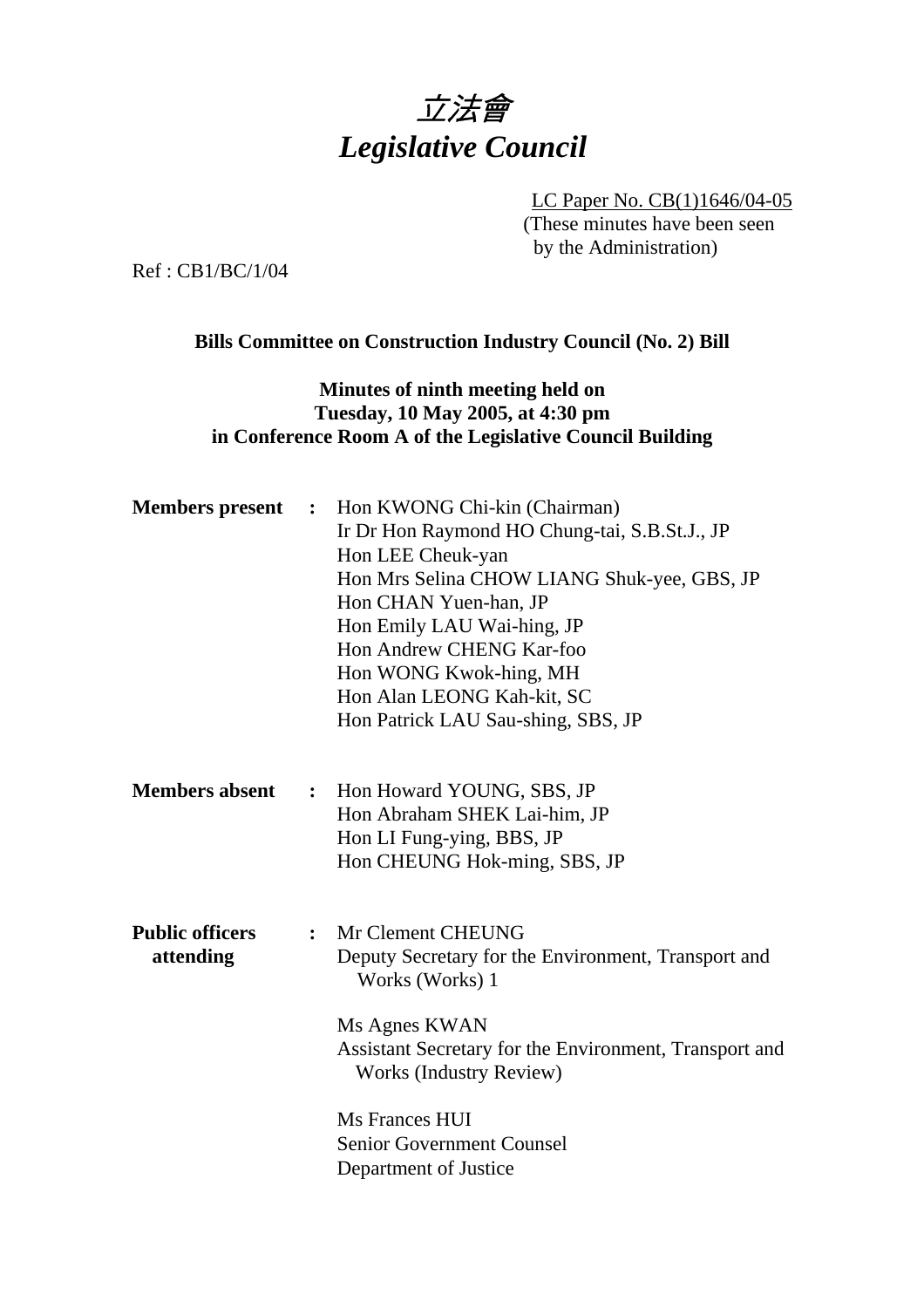# *立法會*
# *Legislative Council*

LC Paper No. CB(1)1646/04-05
(These minutes have been seen by the Administration)

Ref : CB1/BC/1/04

**Bills Committee on Construction Industry Council (No. 2) Bill**

**Minutes of ninth meeting held on Tuesday, 10 May 2005, at 4:30 pm in Conference Room A of the Legislative Council Building**

**Members present** :
Hon KWONG Chi-kin (Chairman)
Ir Dr Hon Raymond HO Chung-tai, S.B.St.J., JP
Hon LEE Cheuk-yan
Hon Mrs Selina CHOW LIANG Shuk-yee, GBS, JP
Hon CHAN Yuen-han, JP
Hon Emily LAU Wai-hing, JP
Hon Andrew CHENG Kar-foo
Hon WONG Kwok-hing, MH
Hon Alan LEONG Kah-kit, SC
Hon Patrick LAU Sau-shing, SBS, JP

**Members absent** :
Hon Howard YOUNG, SBS, JP
Hon Abraham SHEK Lai-him, JP
Hon LI Fung-ying, BBS, JP
Hon CHEUNG Hok-ming, SBS, JP

**Public officers attending** :
Mr Clement CHEUNG
Deputy Secretary for the Environment, Transport and Works (Works) 1

Ms Agnes KWAN
Assistant Secretary for the Environment, Transport and Works (Industry Review)

Ms Frances HUI
Senior Government Counsel
Department of Justice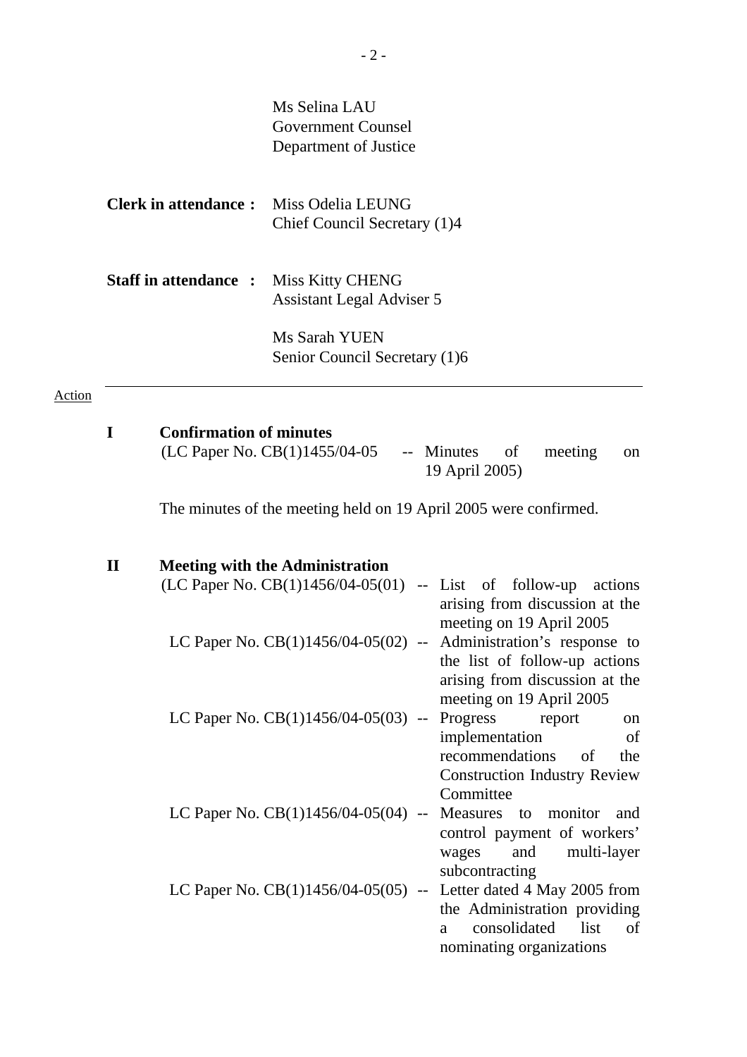Ms Selina LAU
Government Counsel
Department of Justice

**Clerk in attendance :** Miss Odelia LEUNG
Chief Council Secretary (1)4

**Staff in attendance :** Miss Kitty CHENG
Assistant Legal Adviser 5

Ms Sarah YUEN
Senior Council Secretary (1)6

---

Action

**I Confirmation of minutes**

(LC Paper No. CB(1)1455/04-05 -- Minutes of meeting on 19 April 2005)

The minutes of the meeting held on 19 April 2005 were confirmed.

**II Meeting with the Administration**

(LC Paper No. CB(1)1456/04-05(01) -- List of follow-up actions arising from discussion at the meeting on 19 April 2005

LC Paper No. CB(1)1456/04-05(02) -- Administration's response to the list of follow-up actions arising from discussion at the meeting on 19 April 2005

LC Paper No. CB(1)1456/04-05(03) -- Progress report on implementation of recommendations of the Construction Industry Review Committee

LC Paper No. CB(1)1456/04-05(04) -- Measures to monitor and control payment of workers' wages and multi-layer subcontracting

LC Paper No. CB(1)1456/04-05(05) -- Letter dated 4 May 2005 from the Administration providing a consolidated list of nominating organizations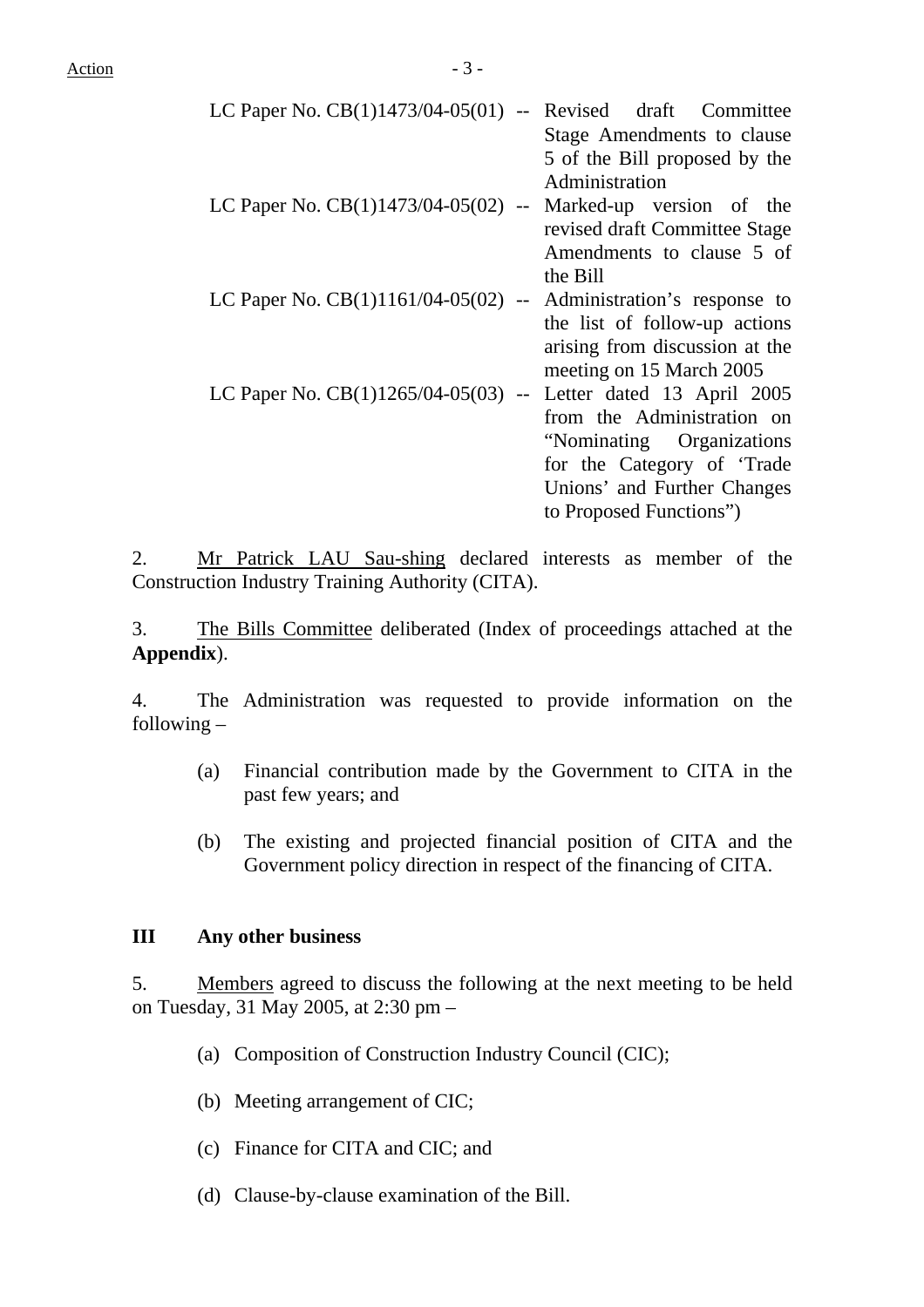Action

| | | |
|---|---|---|
| LC Paper No. CB(1)1473/04-05(01) | -- | Revised draft Committee Stage Amendments to clause 5 of the Bill proposed by the Administration |
| LC Paper No. CB(1)1473/04-05(02) | -- | Marked-up version of the revised draft Committee Stage Amendments to clause 5 of the Bill |
| LC Paper No. CB(1)1161/04-05(02) | -- | Administration's response to the list of follow-up actions arising from discussion at the meeting on 15 March 2005 |
| LC Paper No. CB(1)1265/04-05(03) | -- | Letter dated 13 April 2005 from the Administration on "Nominating Organizations for the Category of 'Trade Unions' and Further Changes to Proposed Functions") |

2. Mr Patrick LAU Sau-shing declared interests as member of the Construction Industry Training Authority (CITA).

3. The Bills Committee deliberated (Index of proceedings attached at the **Appendix**).

4. The Administration was requested to provide information on the following –

(a) Financial contribution made by the Government to CITA in the past few years; and

(b) The existing and projected financial position of CITA and the Government policy direction in respect of the financing of CITA.

**III Any other business**

5. Members agreed to discuss the following at the next meeting to be held on Tuesday, 31 May 2005, at 2:30 pm –

(a) Composition of Construction Industry Council (CIC);

(b) Meeting arrangement of CIC;

(c) Finance for CITA and CIC; and

(d) Clause-by-clause examination of the Bill.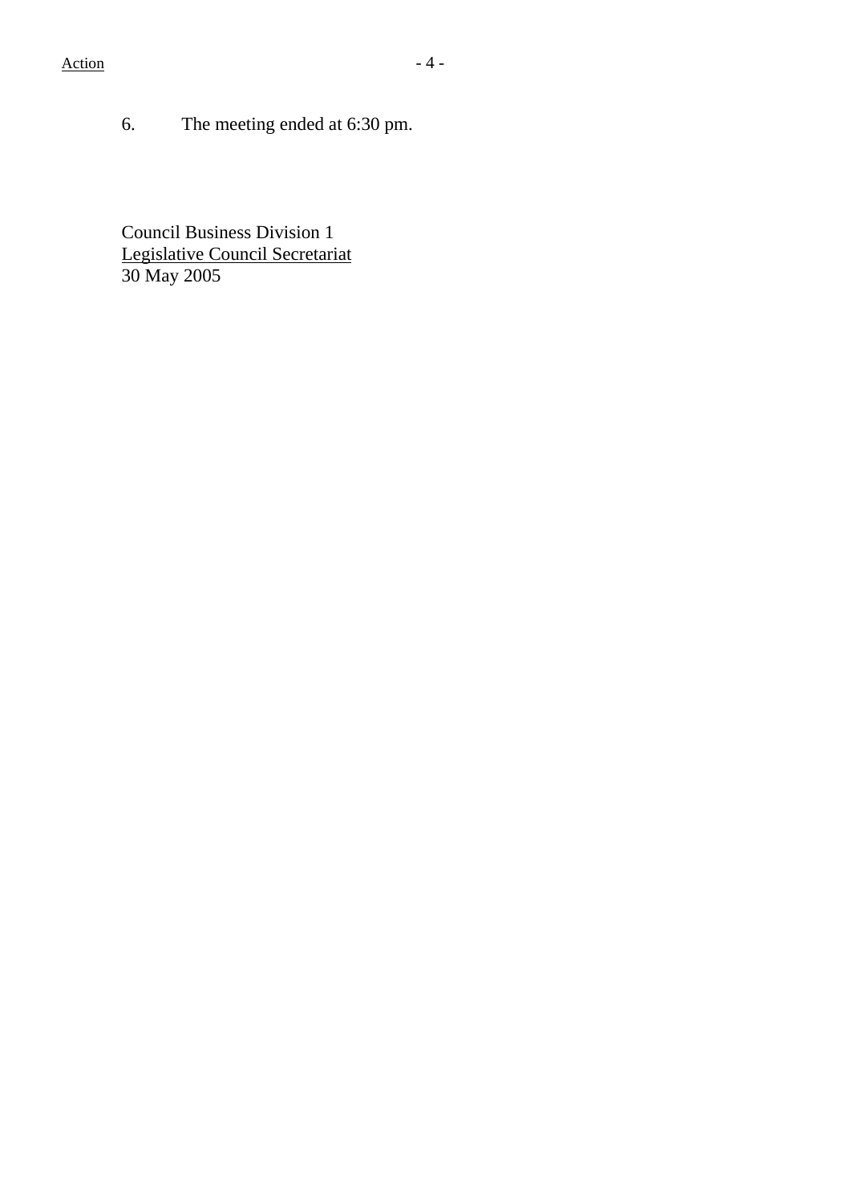6. The meeting ended at 6:30 pm.

Council Business Division 1
Legislative Council Secretariat
30 May 2005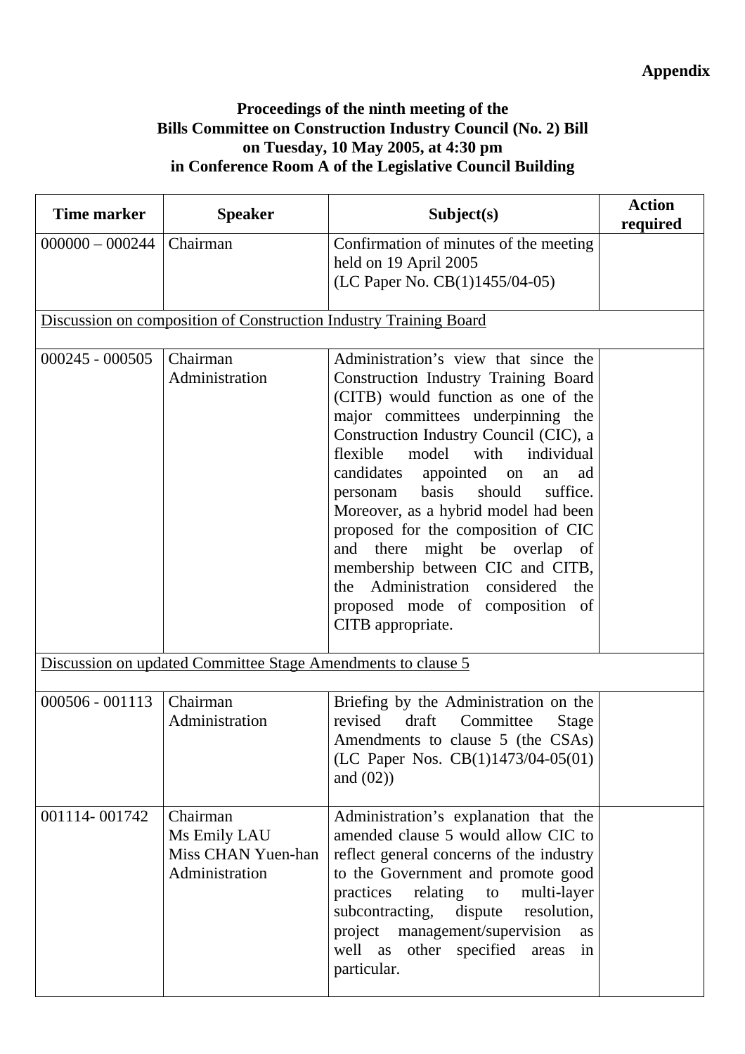**Appendix**

**Proceedings of the ninth meeting of the Bills Committee on Construction Industry Council (No. 2) Bill on Tuesday, 10 May 2005, at 4:30 pm in Conference Room A of the Legislative Council Building**

| Time marker | Speaker | Subject(s) | Action required |
|---|---|---|---|
| 000000 – 000244 | Chairman | Confirmation of minutes of the meeting held on 19 April 2005 (LC Paper No. CB(1)1455/04-05) | |
| Discussion on composition of Construction Industry Training Board | | | |
| 000245 - 000505 | Chairman<br>Administration | Administration's view that since the Construction Industry Training Board (CITB) would function as one of the major committees underpinning the Construction Industry Council (CIC), a flexible model with individual candidates appointed on an ad personam basis should suffice. Moreover, as a hybrid model had been proposed for the composition of CIC and there might be overlap of membership between CIC and CITB, the Administration considered the proposed mode of composition of CITB appropriate. | |
| Discussion on updated Committee Stage Amendments to clause 5 | | | |
| 000506 - 001113 | Chairman<br>Administration | Briefing by the Administration on the revised draft Committee Stage Amendments to clause 5 (the CSAs) (LC Paper Nos. CB(1)1473/04-05(01) and (02)) | |
| 001114- 001742 | Chairman<br>Ms Emily LAU<br>Miss CHAN Yuen-han<br>Administration | Administration's explanation that the amended clause 5 would allow CIC to reflect general concerns of the industry to the Government and promote good practices relating to multi-layer subcontracting, dispute resolution, project management/supervision as well as other specified areas in particular. | |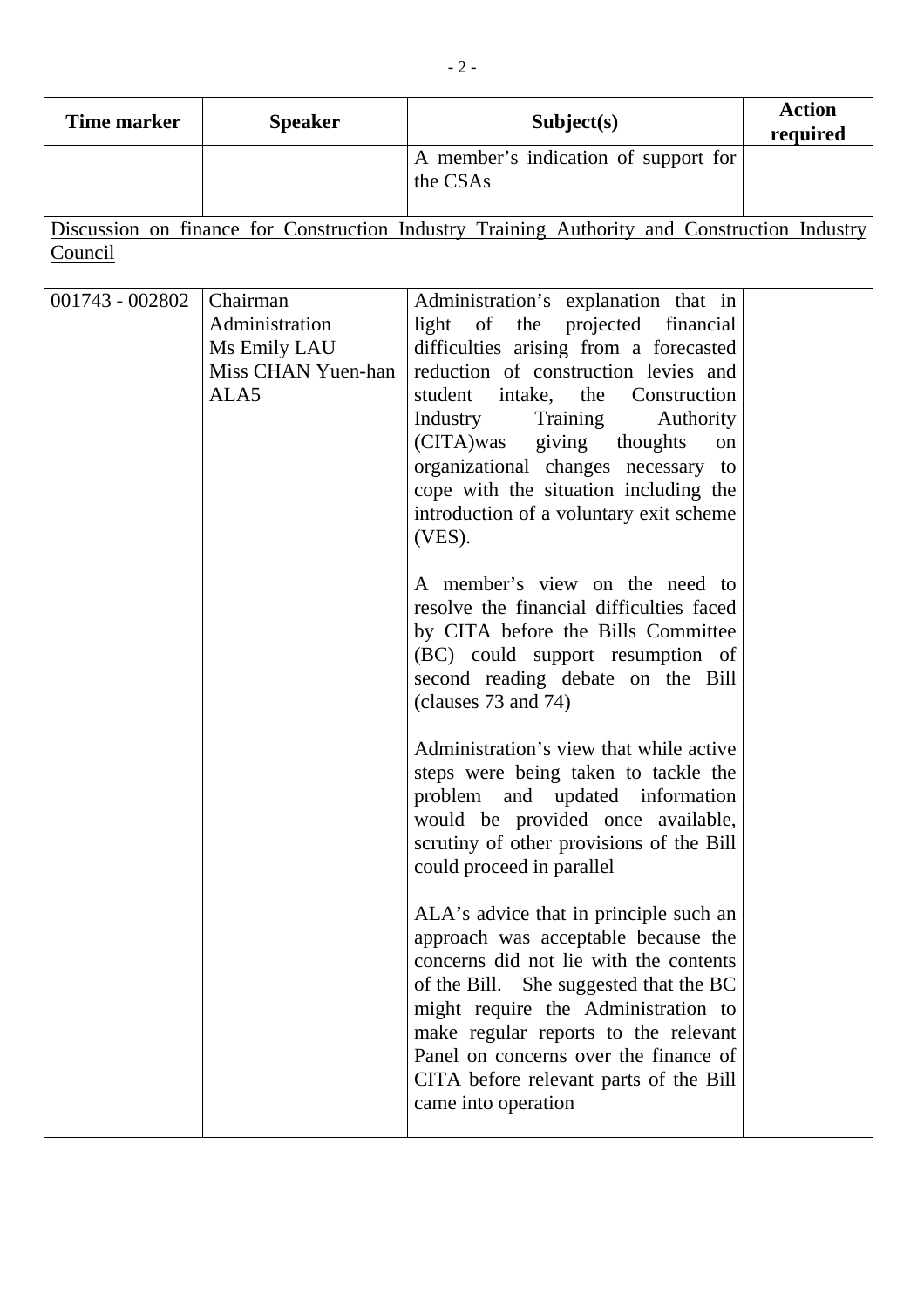| Time marker | Speaker | Subject(s) | Action required |
|---|---|---|---|
| | | A member's indication of support for the CSAs | |
| Discussion on finance for Construction Industry Training Authority and Construction Industry Council | | | |
| 001743 - 002802 | Chairman<br>Administration<br>Ms Emily LAU<br>Miss CHAN Yuen-han<br>ALA5 | Administration's explanation that in light of the projected financial difficulties arising from a forecasted reduction of construction levies and student intake, the Construction Industry Training Authority (CITA)was giving thoughts on organizational changes necessary to cope with the situation including the introduction of a voluntary exit scheme (VES).<br><br>A member's view on the need to resolve the financial difficulties faced by CITA before the Bills Committee (BC) could support resumption of second reading debate on the Bill (clauses 73 and 74)<br><br>Administration's view that while active steps were being taken to tackle the problem and updated information would be provided once available, scrutiny of other provisions of the Bill could proceed in parallel<br><br>ALA's advice that in principle such an approach was acceptable because the concerns did not lie with the contents of the Bill. She suggested that the BC might require the Administration to make regular reports to the relevant Panel on concerns over the finance of CITA before relevant parts of the Bill came into operation | |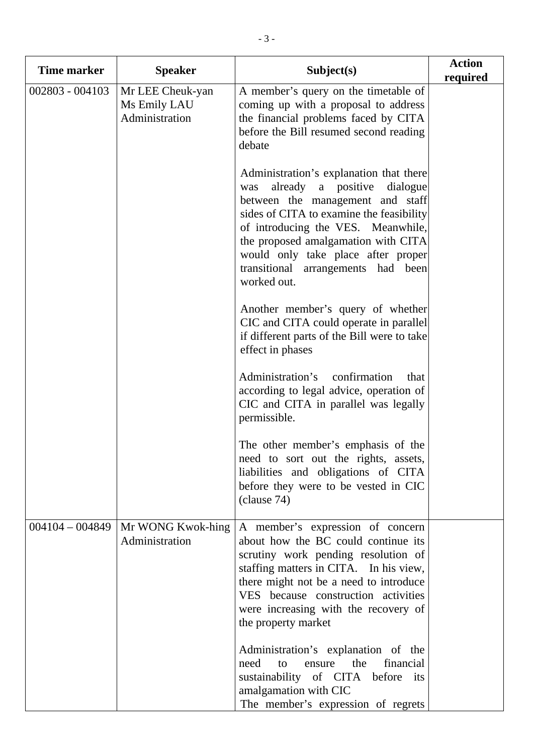| Time marker | Speaker | Subject(s) | Action required |
|---|---|---|---|
| 002803 - 004103 | Mr LEE Cheuk-yan<br>Ms Emily LAU<br>Administration | A member's query on the timetable of coming up with a proposal to address the financial problems faced by CITA before the Bill resumed second reading debate<br><br>Administration's explanation that there was already a positive dialogue between the management and staff sides of CITA to examine the feasibility of introducing the VES. Meanwhile, the proposed amalgamation with CITA would only take place after proper transitional arrangements had been worked out.<br><br>Another member's query of whether CIC and CITA could operate in parallel if different parts of the Bill were to take effect in phases<br><br>Administration's confirmation that according to legal advice, operation of CIC and CITA in parallel was legally permissible.<br><br>The other member's emphasis of the need to sort out the rights, assets, liabilities and obligations of CITA before they were to be vested in CIC (clause 74) | |
| 004104 – 004849 | Mr WONG Kwok-hing<br>Administration | A member's expression of concern about how the BC could continue its scrutiny work pending resolution of staffing matters in CITA. In his view, there might not be a need to introduce VES because construction activities were increasing with the recovery of the property market<br><br>Administration's explanation of the need to ensure the financial sustainability of CITA before its amalgamation with CIC<br>The member's expression of regrets | |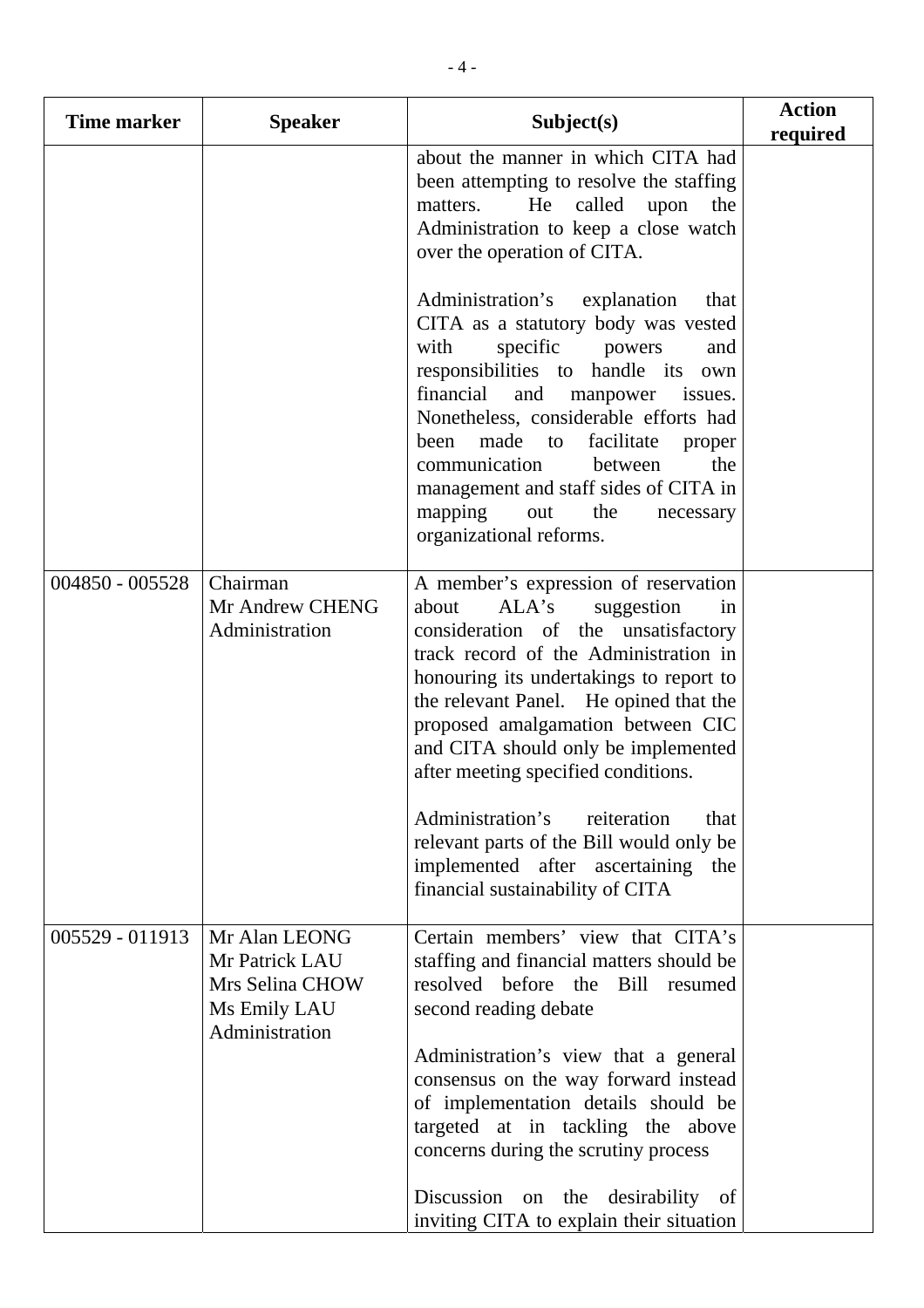| Time marker | Speaker | Subject(s) | Action required |
|---|---|---|---|
| | | about the manner in which CITA had been attempting to resolve the staffing matters. He called upon the Administration to keep a close watch over the operation of CITA.<br><br>Administration's explanation that CITA as a statutory body was vested with specific powers and responsibilities to handle its own financial and manpower issues. Nonetheless, considerable efforts had been made to facilitate proper communication between the management and staff sides of CITA in mapping out the necessary organizational reforms. | |
| 004850 - 005528 | Chairman<br>Mr Andrew CHENG<br>Administration | A member's expression of reservation about ALA's suggestion in consideration of the unsatisfactory track record of the Administration in honouring its undertakings to report to the relevant Panel. He opined that the proposed amalgamation between CIC and CITA should only be implemented after meeting specified conditions.<br><br>Administration's reiteration that relevant parts of the Bill would only be implemented after ascertaining the financial sustainability of CITA | |
| 005529 - 011913 | Mr Alan LEONG<br>Mr Patrick LAU<br>Mrs Selina CHOW<br>Ms Emily LAU<br>Administration | Certain members' view that CITA's staffing and financial matters should be resolved before the Bill resumed second reading debate<br><br>Administration's view that a general consensus on the way forward instead of implementation details should be targeted at in tackling the above concerns during the scrutiny process<br><br>Discussion on the desirability of inviting CITA to explain their situation | |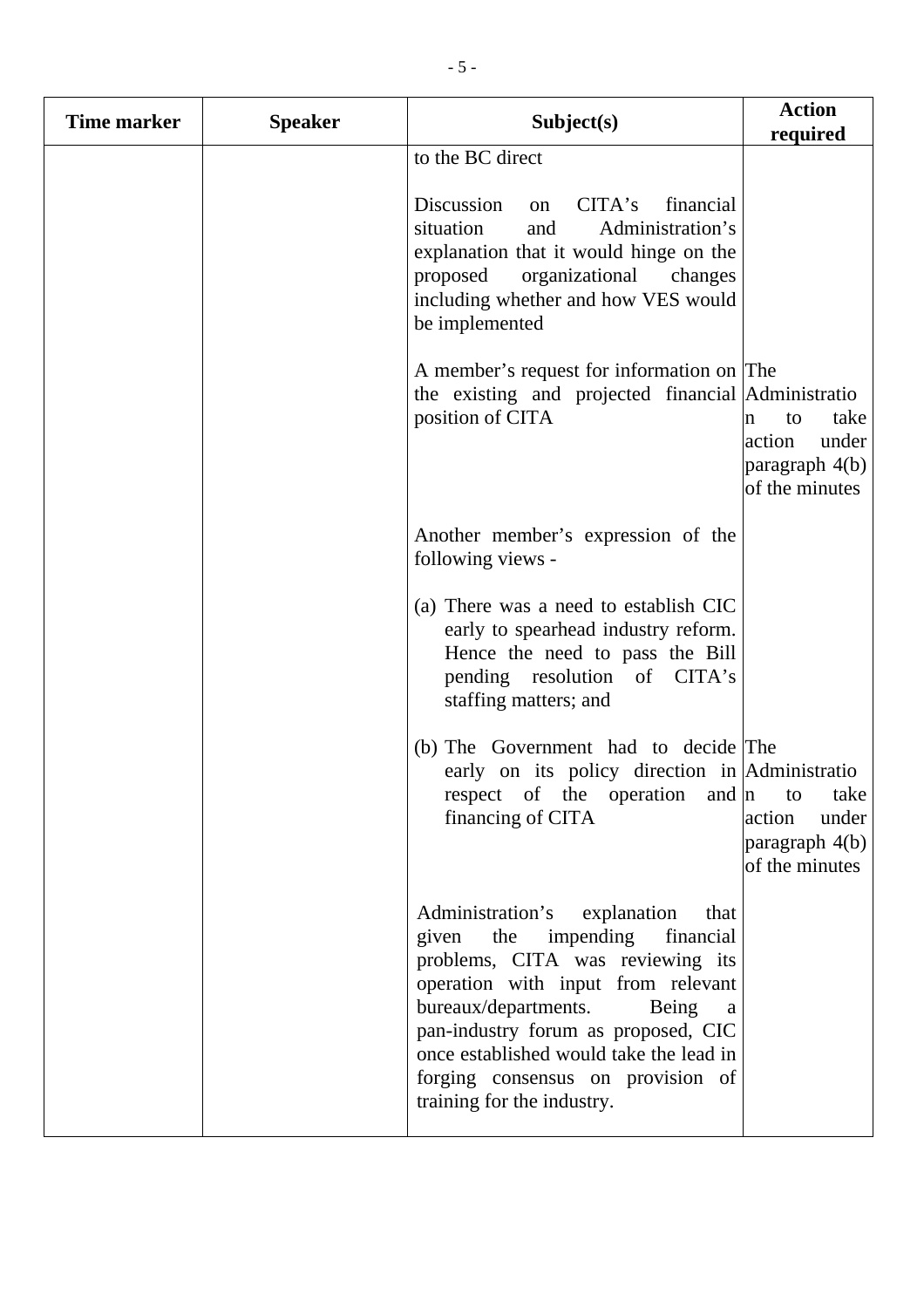| Time marker | Speaker | Subject(s) | Action required |
|---|---|---|---|
| | | to the BC direct | |
| | | Discussion on CITA's financial situation and Administration's explanation that it would hinge on the proposed organizational changes including whether and how VES would be implemented | |
| | | A member's request for information on the existing and projected financial position of CITA | The Administration to take action under paragraph 4(b) of the minutes |
| | | Another member's expression of the following views -<br><br>(a) There was a need to establish CIC early to spearhead industry reform. Hence the need to pass the Bill pending resolution of CITA's staffing matters; and | |
| | | (b) The Government had to decide early on its policy direction in respect of the operation and financing of CITA | The Administration to take action under paragraph 4(b) of the minutes |
| | | Administration's explanation that given the impending financial problems, CITA was reviewing its operation with input from relevant bureaux/departments. Being a pan-industry forum as proposed, CIC once established would take the lead in forging consensus on provision of training for the industry. | |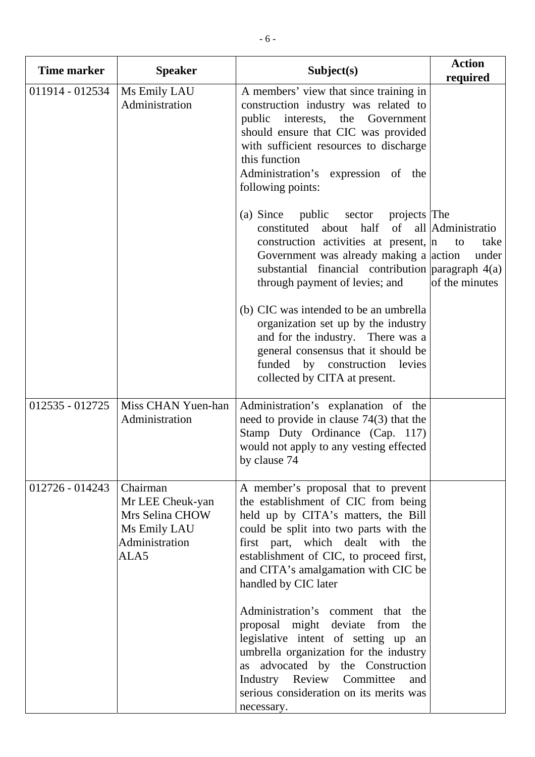| Time marker | Speaker | Subject(s) | Action required |
|---|---|---|---|
| 011914 - 012534 | Ms Emily LAU<br>Administration | A members' view that since training in construction industry was related to public interests, the Government should ensure that CIC was provided with sufficient resources to discharge this function<br>Administration's expression of the following points:<br>(a) Since public sector projects constituted about half of all construction activities at present, Government was already making a substantial financial contribution through payment of levies; and<br>(b) CIC was intended to be an umbrella organization set up by the industry and for the industry. There was a general consensus that it should be funded by construction levies collected by CITA at present. | The Administration to take action under paragraph 4(a) of the minutes |
| 012535 - 012725 | Miss CHAN Yuen-han<br>Administration | Administration's explanation of the need to provide in clause 74(3) that the Stamp Duty Ordinance (Cap. 117) would not apply to any vesting effected by clause 74 | |
| 012726 - 014243 | Chairman<br>Mr LEE Cheuk-yan<br>Mrs Selina CHOW<br>Ms Emily LAU<br>Administration<br>ALA5 | A member's proposal that to prevent the establishment of CIC from being held up by CITA's matters, the Bill could be split into two parts with the first part, which dealt with the establishment of CIC, to proceed first, and CITA's amalgamation with CIC be handled by CIC later<br>Administration's comment that the proposal might deviate from the legislative intent of setting up an umbrella organization for the industry as advocated by the Construction Industry Review Committee and serious consideration on its merits was necessary. | |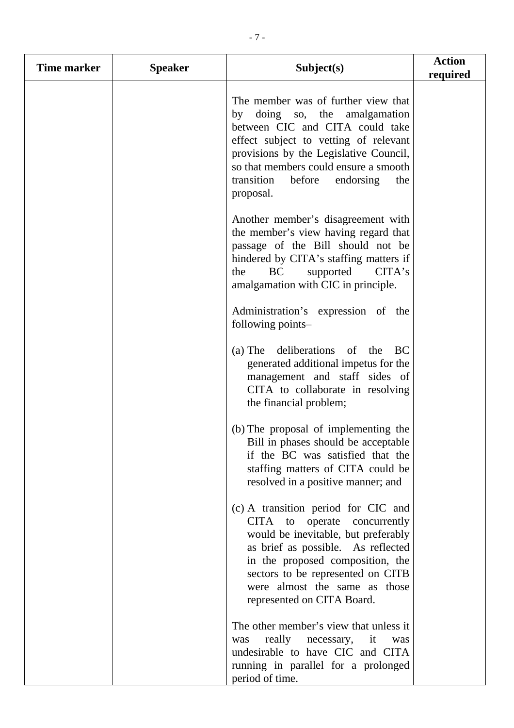| Time marker | Speaker | Subject(s) | Action required |
|---|---|---|---|
| | | The member was of further view that by doing so, the amalgamation between CIC and CITA could take effect subject to vetting of relevant provisions by the Legislative Council, so that members could ensure a smooth transition before endorsing the proposal.<br><br>Another member's disagreement with the member's view having regard that passage of the Bill should not be hindered by CITA's staffing matters if the BC supported CITA's amalgamation with CIC in principle.<br><br>Administration's expression of the following points–<br><br>(a) The deliberations of the BC generated additional impetus for the management and staff sides of CITA to collaborate in resolving the financial problem;<br><br>(b) The proposal of implementing the Bill in phases should be acceptable if the BC was satisfied that the staffing matters of CITA could be resolved in a positive manner; and<br><br>(c) A transition period for CIC and CITA to operate concurrently would be inevitable, but preferably as brief as possible. As reflected in the proposed composition, the sectors to be represented on CITB were almost the same as those represented on CITA Board.<br><br>The other member's view that unless it was really necessary, it was undesirable to have CIC and CITA running in parallel for a prolonged period of time. | |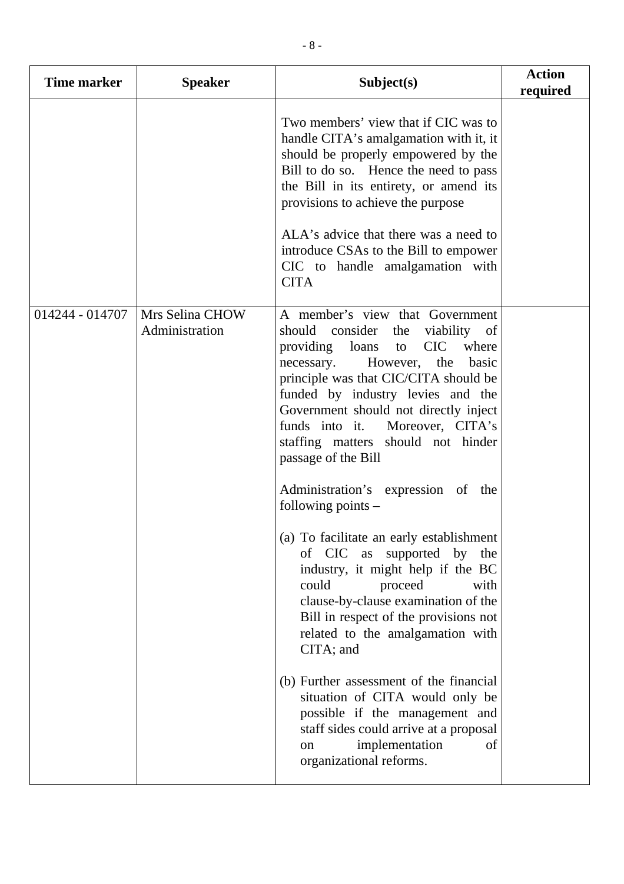| Time marker | Speaker | Subject(s) | Action required |
|---|---|---|---|
| | | Two members' view that if CIC was to handle CITA's amalgamation with it, it should be properly empowered by the Bill to do so. Hence the need to pass the Bill in its entirety, or amend its provisions to achieve the purpose<br><br>ALA's advice that there was a need to introduce CSAs to the Bill to empower CIC to handle amalgamation with CITA | |
| 014244 - 014707 | Mrs Selina CHOW<br>Administration | A member's view that Government should consider the viability of providing loans to CIC where necessary. However, the basic principle was that CIC/CITA should be funded by industry levies and the Government should not directly inject funds into it. Moreover, CITA's staffing matters should not hinder passage of the Bill<br><br>Administration's expression of the following points –<br><br>(a) To facilitate an early establishment of CIC as supported by the industry, it might help if the BC could proceed with clause-by-clause examination of the Bill in respect of the provisions not related to the amalgamation with CITA; and<br><br>(b) Further assessment of the financial situation of CITA would only be possible if the management and staff sides could arrive at a proposal on implementation of organizational reforms. | |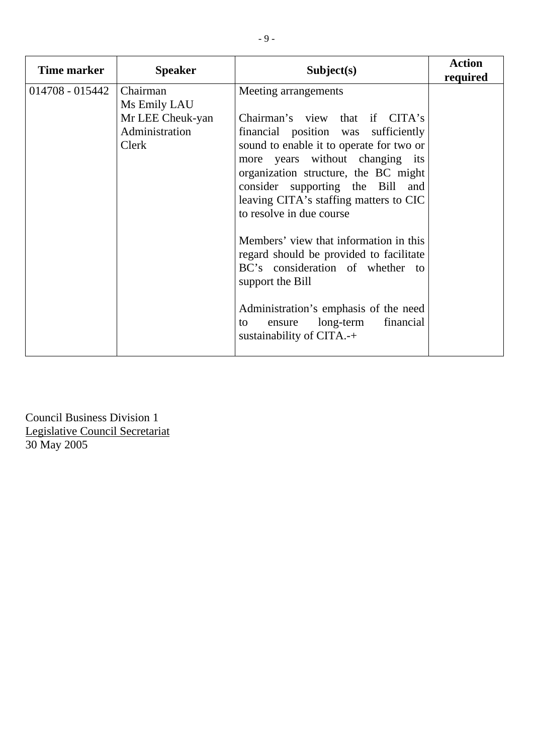| Time marker | Speaker | Subject(s) | Action required |
|---|---|---|---|
| 014708 - 015442 | Chairman<br>Ms Emily LAU<br>Mr LEE Cheuk-yan<br>Administration<br>Clerk | Meeting arrangements<br><br>Chairman's view that if CITA's financial position was sufficiently sound to enable it to operate for two or more years without changing its organization structure, the BC might consider supporting the Bill and leaving CITA's staffing matters to CIC to resolve in due course<br><br>Members' view that information in this regard should be provided to facilitate BC's consideration of whether to support the Bill<br><br>Administration's emphasis of the need to ensure long-term financial sustainability of CITA.-+ | |

Council Business Division 1
Legislative Council Secretariat
30 May 2005